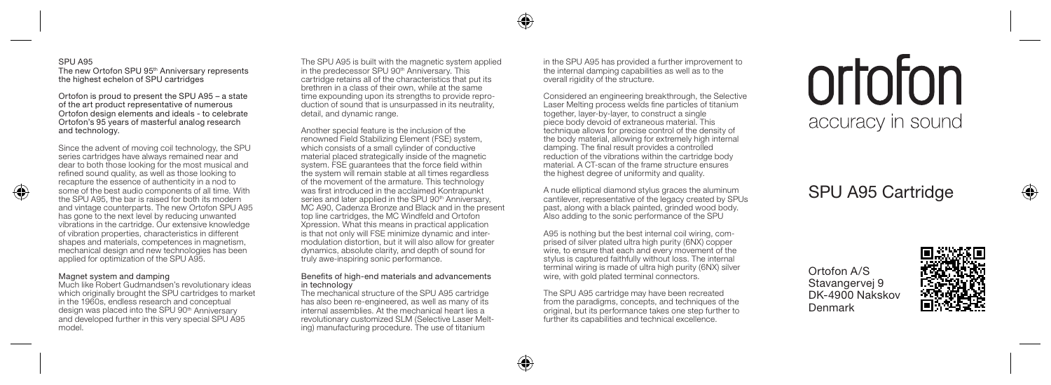## SPU A95

**The new Ortofon SPU 95th Anniversary represents the highest echelon of SPU cartridges**

**Ortofon is proud to present the SPU A95 – a state of the art product representative of numerous Ortofon design elements and ideals - to celebrate Ortofon's 95 years of masterful analog research and technology.**

Since the advent of moving coil technology, the SPU series cartridges have always remained near and dear to both those looking for the most musical and refined sound quality, as well as those looking to recapture the essence of authenticity in a nod to some of the best audio components of all time. With the SPU A95, the bar is raised for both its modern and vintage counterparts. The new Ortofon SPU A95 has gone to the next level by reducing unwanted vibrations in the cartridge. Our extensive knowledge of vibration properties, characteristics in different shapes and materials, competences in magnetism, mechanical design and new technologies has been applied for optimization of the SPU A95.

### Magnet system and damping

Much like Robert Gudmandsen's revolutionary ideas which originally brought the SPU cartridges to market in the 1960s, endless research and conceptual design was placed into the SPU 90th Anniversary and developed further in this very special SPU A95 model.

The SPU A95 is built with the magnetic system applied in the predecessor SPU 90th Anniversary. This cartridge retains all of the characteristics that put its brethren in a class of their own, while at the same time expounding upon its strengths to provide reproduction of sound that is unsurpassed in its neutrality, detail, and dynamic range.

Another special feature is the inclusion of the renowned Field Stabilizing Element (FSE) system, which consists of a small cylinder of conductive material placed strategically inside of the magnetic system. FSE guarantees that the force field within the system will remain stable at all times regardless of the movement of the armature. This technology was first introduced in the acclaimed Kontrapunkt series and later applied in the SPU 90th Anniversary, MC A90, Cadenza Bronze and Black and in the present top line cartridges, the MC Windfeld and Ortofon Xpression. What this means in practical application is that not only will FSE minimize dynamic and intermodulation distortion, but it will also allow for greater dynamics, absolute clarity, and depth of sound for truly awe-inspiring sonic performance.

### Benefits of high-end materials and advancements in technology

The mechanical structure of the SPU A95 cartridge has also been re-engineered, as well as many of its internal assemblies. At the mechanical heart lies a revolutionary customized SLM (Selective Laser Melting) manufacturing procedure. The use of titanium in the SPU A95 has provided a further improvement to the internal damping capabilities as well as to the overall rigidity of the structure.

Considered an engineering breakthrough, the Selective Laser Melting process welds fine particles of titanium together, layer-by-layer, to construct a single piece body devoid of extraneous material. This technique allows for precise control of the density of the body material, allowing for extremely high internal damping. The final result provides a controlled reduction of the vibrations within the cartridge body material. A CT-scan of the frame structure ensures the highest degree of uniformity and quality.

A nude elliptical diamond stylus graces the aluminum cantilever, representative of the legacy created by SPUs past, along with a black painted, grinded wood body. Also adding to the sonic performance of the SPU

A95 is nothing but the best internal coil wiring, comprised of silver plated ultra high purity (6NX) copper wire, to ensure that each and every movement of the stylus is captured faithfully without loss. The internal terminal wiring is made of ultra high purity (6NX) silver wire, with gold plated terminal connectors.

The SPU A95 cartridge may have been recreated from the paradigms, concepts, and techniques of the original, but its performance takes one step further to further its capabilities and technical excellence.

# ortofon

accuracy in sound

## SPU A95 Cartridge

Ortofon A/S
Stavangervej 9
DK-4900 Nakskov
Denmark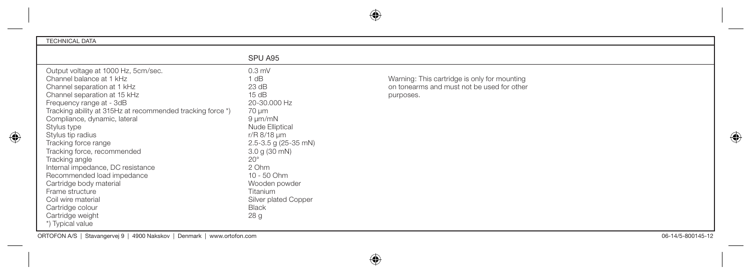TECHNICAL DATA

| | SPU A95 |
|---|---|
| Output voltage at 1000 Hz, 5cm/sec. | 0.3 mV |
| Channel balance at 1 kHz | 1 dB |
| Channel separation at 1 kHz | 23 dB |
| Channel separation at 15 kHz | 15 dB |
| Frequency range at - 3dB | 20-30.000 Hz |
| Tracking ability at 315Hz at recommended tracking force *) | 70 µm |
| Compliance, dynamic, lateral | 9 µm/mN |
| Stylus type | Nude Elliptical |
| Stylus tip radius | r/R 8/18 µm |
| Tracking force range | 2.5-3.5 g (25-35 mN) |
| Tracking force, recommended | 3.0 g (30 mN) |
| Tracking angle | 20° |
| Internal impedance, DC resistance | 2 Ohm |
| Recommended load impedance | 10 - 50 Ohm |
| Cartridge body material | Wooden powder |
| Frame structure | Titanium |
| Coil wire material | Silver plated Copper |
| Cartridge colour | Black |
| Cartridge weight | 28 g |

*) Typical value

Warning: This cartridge is only for mounting on tonearms and must not be used for other purposes.

ORTOFON A/S | Stavangervej 9 | 4900 Nakskov | Denmark | www.ortofon.com

06-14/5-800145-12